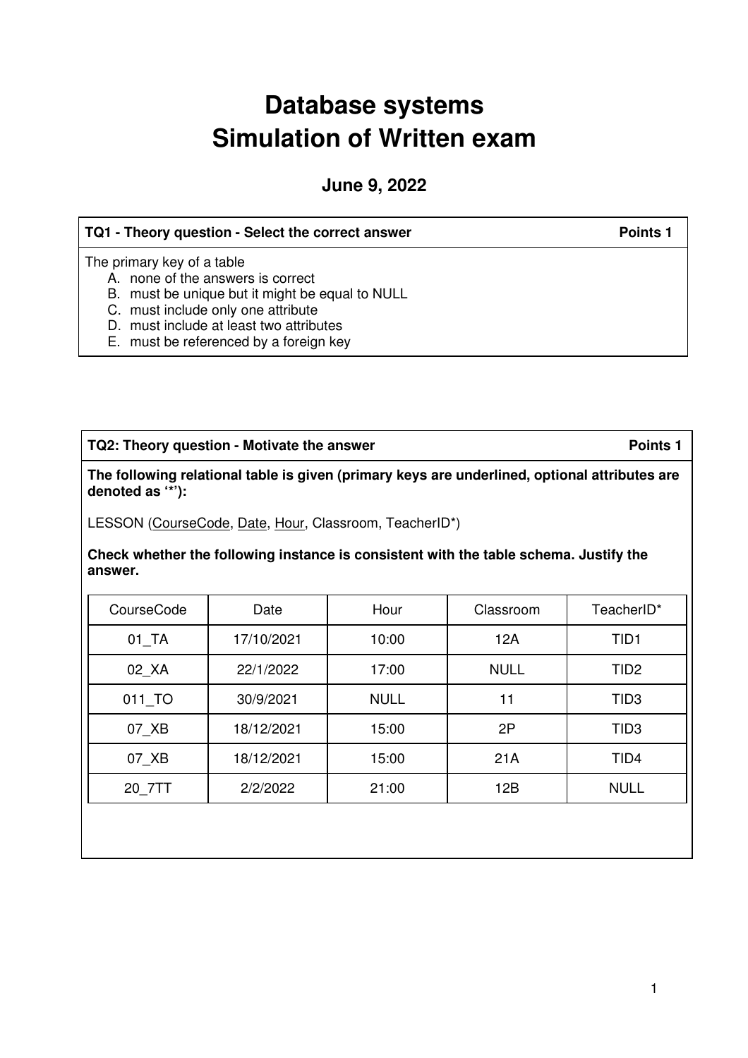# Database systems
# Simulation of Written exam

### June 9, 2022

**TQ1 - Theory question - Select the correct answer** **Points 1**

The primary key of a table

A. none of the answers is correct
B. must be unique but it might be equal to NULL
C. must include only one attribute
D. must include at least two attributes
E. must be referenced by a foreign key

**TQ2: Theory question - Motivate the answer** **Points 1**

**The following relational table is given (primary keys are underlined, optional attributes are denoted as '*'):**

LESSON (<u>CourseCode</u>, <u>Date</u>, <u>Hour</u>, Classroom, TeacherID*)

**Check whether the following instance is consistent with the table schema. Justify the answer.**

| CourseCode | Date | Hour | Classroom | TeacherID* |
|---|---|---|---|---|
| 01_TA | 17/10/2021 | 10:00 | 12A | TID1 |
| 02_XA | 22/1/2022 | 17:00 | NULL | TID2 |
| 011_TO | 30/9/2021 | NULL | 11 | TID3 |
| 07_XB | 18/12/2021 | 15:00 | 2P | TID3 |
| 07_XB | 18/12/2021 | 15:00 | 21A | TID4 |
| 20_7TT | 2/2/2022 | 21:00 | 12B | NULL |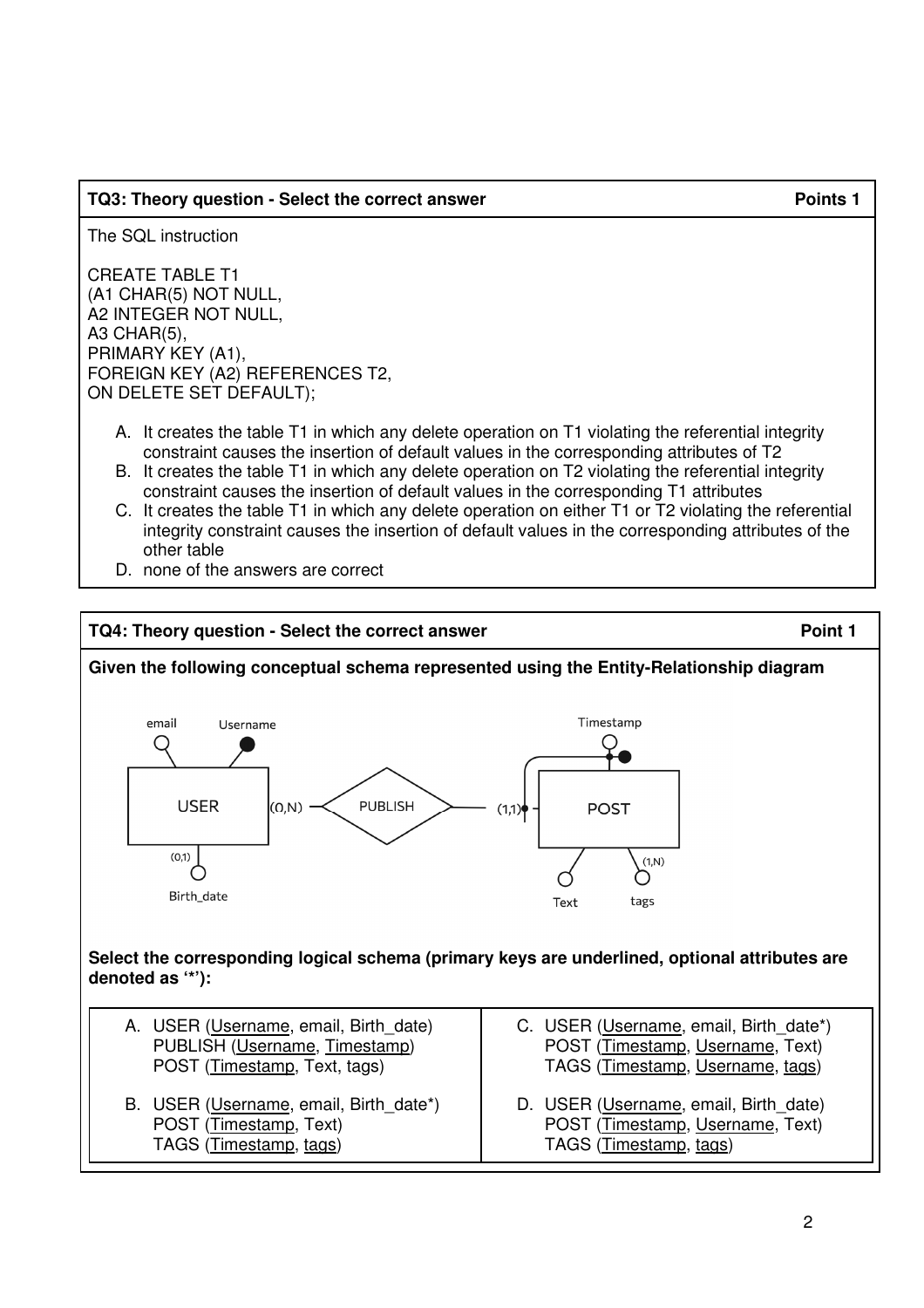## TQ3: Theory question - Select the correct answer — Points 1

The SQL instruction

```
CREATE TABLE T1
(A1 CHAR(5) NOT NULL,
A2 INTEGER NOT NULL,
A3 CHAR(5),
PRIMARY KEY (A1),
FOREIGN KEY (A2) REFERENCES T2,
ON DELETE SET DEFAULT);
```

A. It creates the table T1 in which any delete operation on T1 violating the referential integrity constraint causes the insertion of default values in the corresponding attributes of T2
B. It creates the table T1 in which any delete operation on T2 violating the referential integrity constraint causes the insertion of default values in the corresponding T1 attributes
C. It creates the table T1 in which any delete operation on either T1 or T2 violating the referential integrity constraint causes the insertion of default values in the corresponding attributes of the other table
D. none of the answers are correct

## TQ4: Theory question - Select the correct answer — Point 1

**Given the following conceptual schema represented using the Entity-Relationship diagram**

**Select the corresponding logical schema (primary keys are underlined, optional attributes are denoted as '*'):**

| | |
|---|---|
| A. USER (<u>Username</u>, email, Birth_date)<br>PUBLISH (<u>Username</u>, <u>Timestamp</u>)<br>POST (<u>Timestamp</u>, Text, tags) | C. USER (<u>Username</u>, email, Birth_date*)<br>POST (<u>Timestamp</u>, <u>Username</u>, Text)<br>TAGS (<u>Timestamp</u>, <u>Username</u>, <u>tags</u>) |
| B. USER (<u>Username</u>, email, Birth_date*)<br>POST (<u>Timestamp</u>, Text)<br>TAGS (<u>Timestamp</u>, <u>tags</u>) | D. USER (<u>Username</u>, email, Birth_date)<br>POST (<u>Timestamp</u>, <u>Username</u>, Text)<br>TAGS (<u>Timestamp</u>, <u>tags</u>) |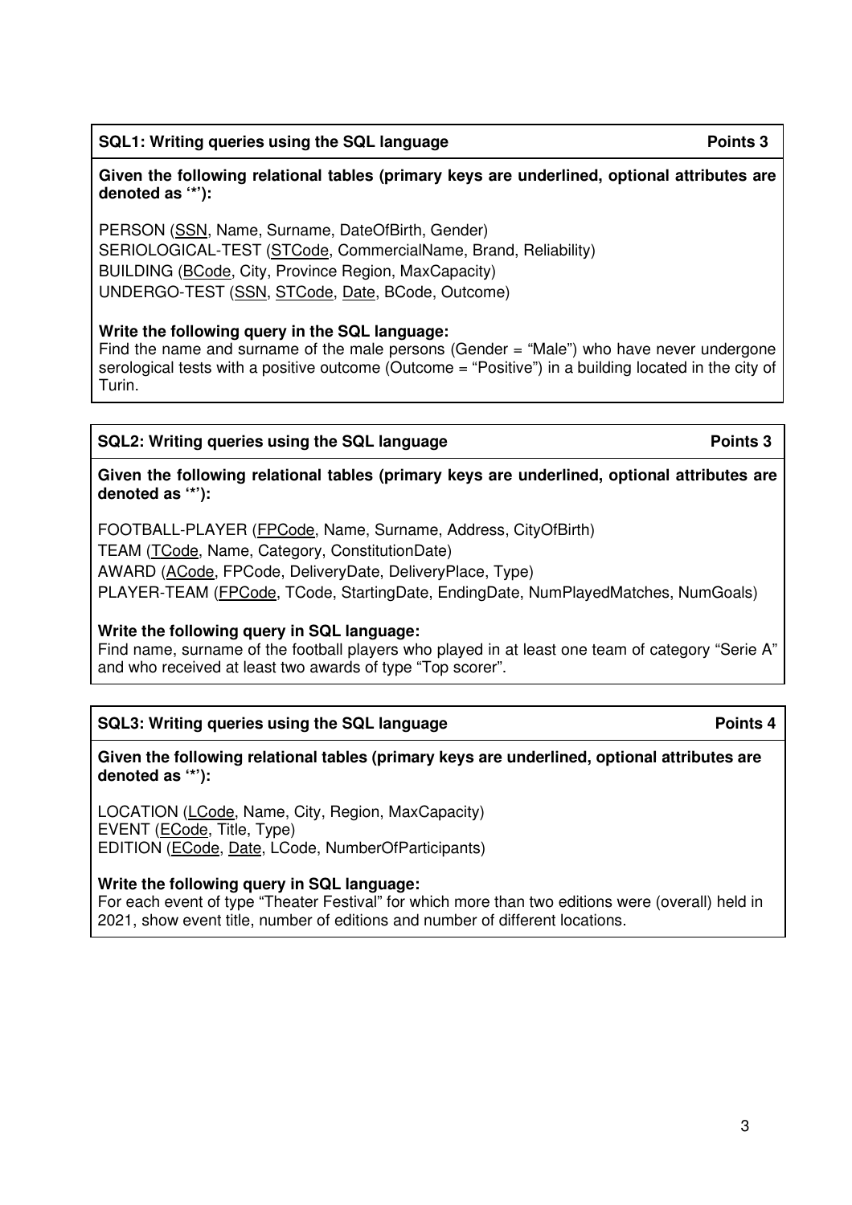## SQL1: Writing queries using the SQL language — Points 3

**Given the following relational tables (primary keys are underlined, optional attributes are denoted as '*'):**

PERSON (<u>SSN</u>, Name, Surname, DateOfBirth, Gender)
SERIOLOGICAL-TEST (<u>STCode</u>, CommercialName, Brand, Reliability)
BUILDING (<u>BCode</u>, City, Province Region, MaxCapacity)
UNDERGO-TEST (<u>SSN</u>, <u>STCode</u>, <u>Date</u>, BCode, Outcome)

**Write the following query in the SQL language:**
Find the name and surname of the male persons (Gender = "Male") who have never undergone serological tests with a positive outcome (Outcome = "Positive") in a building located in the city of Turin.

## SQL2: Writing queries using the SQL language — Points 3

**Given the following relational tables (primary keys are underlined, optional attributes are denoted as '*'):**

FOOTBALL-PLAYER (<u>FPCode</u>, Name, Surname, Address, CityOfBirth)
TEAM (<u>TCode</u>, Name, Category, ConstitutionDate)
AWARD (<u>ACode</u>, FPCode, DeliveryDate, DeliveryPlace, Type)
PLAYER-TEAM (<u>FPCode</u>, TCode, StartingDate, EndingDate, NumPlayedMatches, NumGoals)

**Write the following query in SQL language:**
Find name, surname of the football players who played in at least one team of category "Serie A" and who received at least two awards of type "Top scorer".

## SQL3: Writing queries using the SQL language — Points 4

**Given the following relational tables (primary keys are underlined, optional attributes are denoted as '*'):**

LOCATION (<u>LCode</u>, Name, City, Region, MaxCapacity)
EVENT (<u>ECode</u>, Title, Type)
EDITION (<u>ECode</u>, <u>Date</u>, LCode, NumberOfParticipants)

**Write the following query in SQL language:**
For each event of type "Theater Festival" for which more than two editions were (overall) held in 2021, show event title, number of editions and number of different locations.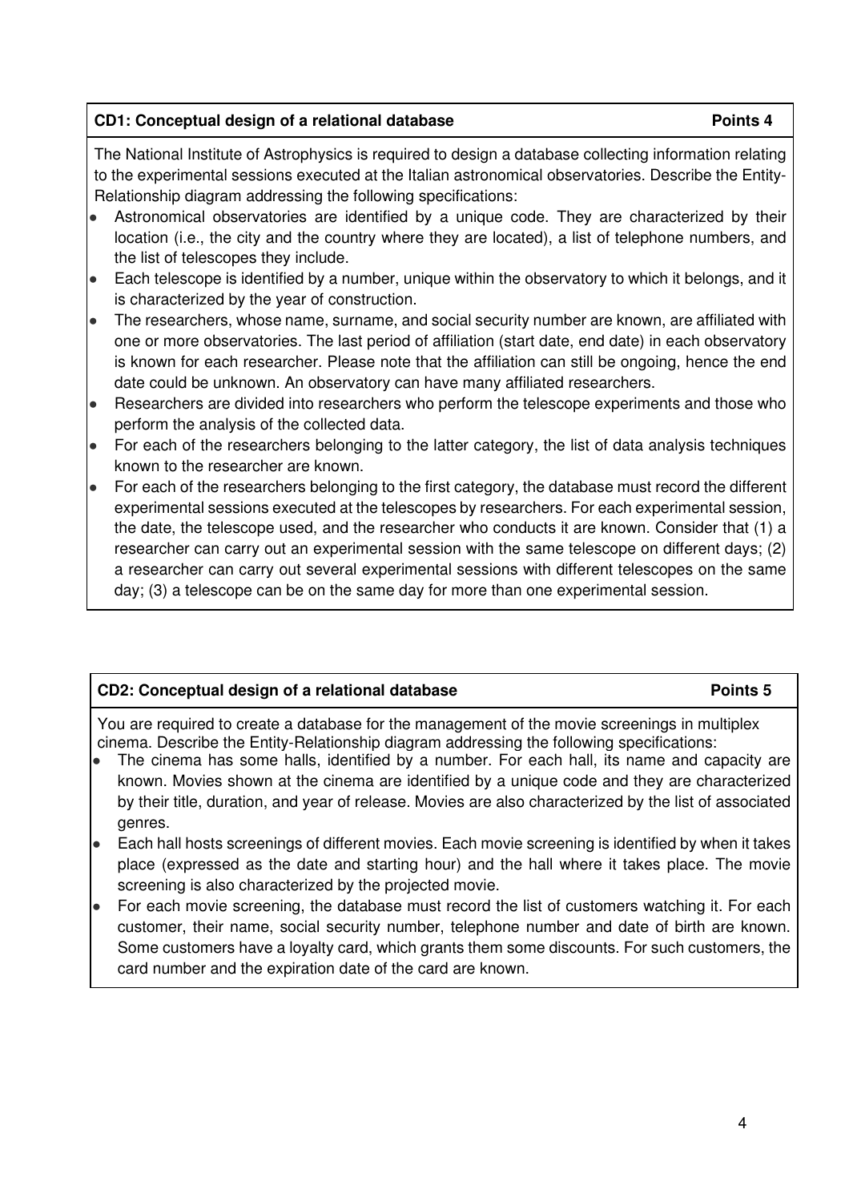## CD1: Conceptual design of a relational database — Points 4

The National Institute of Astrophysics is required to design a database collecting information relating to the experimental sessions executed at the Italian astronomical observatories. Describe the Entity-Relationship diagram addressing the following specifications:

- Astronomical observatories are identified by a unique code. They are characterized by their location (i.e., the city and the country where they are located), a list of telephone numbers, and the list of telescopes they include.
- Each telescope is identified by a number, unique within the observatory to which it belongs, and it is characterized by the year of construction.
- The researchers, whose name, surname, and social security number are known, are affiliated with one or more observatories. The last period of affiliation (start date, end date) in each observatory is known for each researcher. Please note that the affiliation can still be ongoing, hence the end date could be unknown. An observatory can have many affiliated researchers.
- Researchers are divided into researchers who perform the telescope experiments and those who perform the analysis of the collected data.
- For each of the researchers belonging to the latter category, the list of data analysis techniques known to the researcher are known.
- For each of the researchers belonging to the first category, the database must record the different experimental sessions executed at the telescopes by researchers. For each experimental session, the date, the telescope used, and the researcher who conducts it are known. Consider that (1) a researcher can carry out an experimental session with the same telescope on different days; (2) a researcher can carry out several experimental sessions with different telescopes on the same day; (3) a telescope can be on the same day for more than one experimental session.

## CD2: Conceptual design of a relational database — Points 5

You are required to create a database for the management of the movie screenings in multiplex cinema. Describe the Entity-Relationship diagram addressing the following specifications:

- The cinema has some halls, identified by a number. For each hall, its name and capacity are known. Movies shown at the cinema are identified by a unique code and they are characterized by their title, duration, and year of release. Movies are also characterized by the list of associated genres.
- Each hall hosts screenings of different movies. Each movie screening is identified by when it takes place (expressed as the date and starting hour) and the hall where it takes place. The movie screening is also characterized by the projected movie.
- For each movie screening, the database must record the list of customers watching it. For each customer, their name, social security number, telephone number and date of birth are known. Some customers have a loyalty card, which grants them some discounts. For such customers, the card number and the expiration date of the card are known.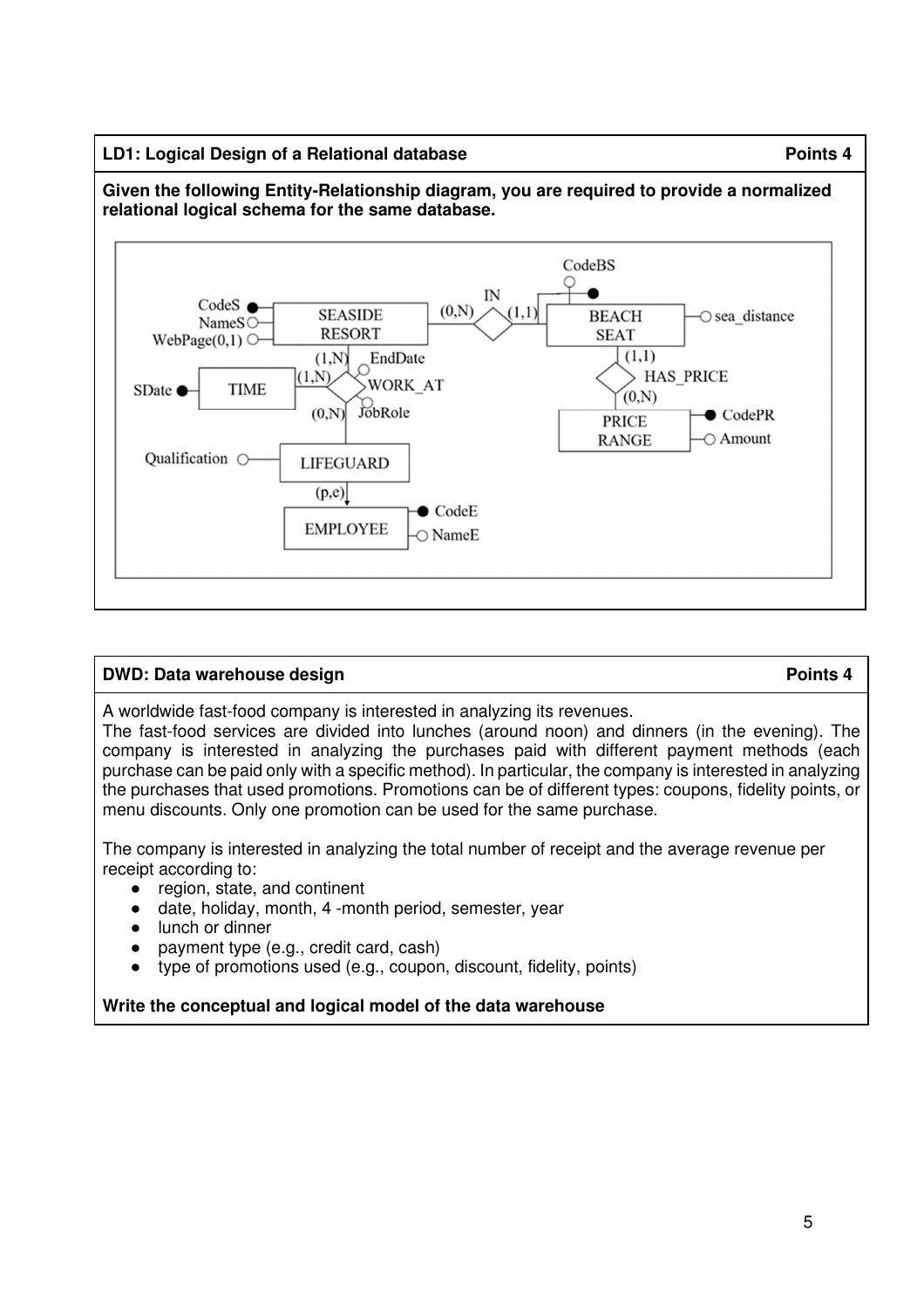## LD1: Logical Design of a Relational database **Points 4**

**Given the following Entity-Relationship diagram, you are required to provide a normalized relational logical schema for the same database.**

CodeBS
CodeS
NameS
WebPage(0,1)
SEASIDE RESORT
(0,N)
IN
(1,1)
BEACH SEAT
sea_distance
(1,N)
EndDate
SDate
TIME
(1,N)
WORK_AT
(0,N)
JobRole
(1,1)
HAS_PRICE
(0,N)
PRICE RANGE
CodePR
Amount
Qualification
LIFEGUARD
(p,e)
EMPLOYEE
CodeE
NameE

## DWD: Data warehouse design **Points 4**

A worldwide fast-food company is interested in analyzing its revenues.
The fast-food services are divided into lunches (around noon) and dinners (in the evening). The company is interested in analyzing the purchases paid with different payment methods (each purchase can be paid only with a specific method). In particular, the company is interested in analyzing the purchases that used promotions. Promotions can be of different types: coupons, fidelity points, or menu discounts. Only one promotion can be used for the same purchase.

The company is interested in analyzing the total number of receipt and the average revenue per receipt according to:

- region, state, and continent
- date, holiday, month, 4 -month period, semester, year
- lunch or dinner
- payment type (e.g., credit card, cash)
- type of promotions used (e.g., coupon, discount, fidelity, points)

**Write the conceptual and logical model of the data warehouse**